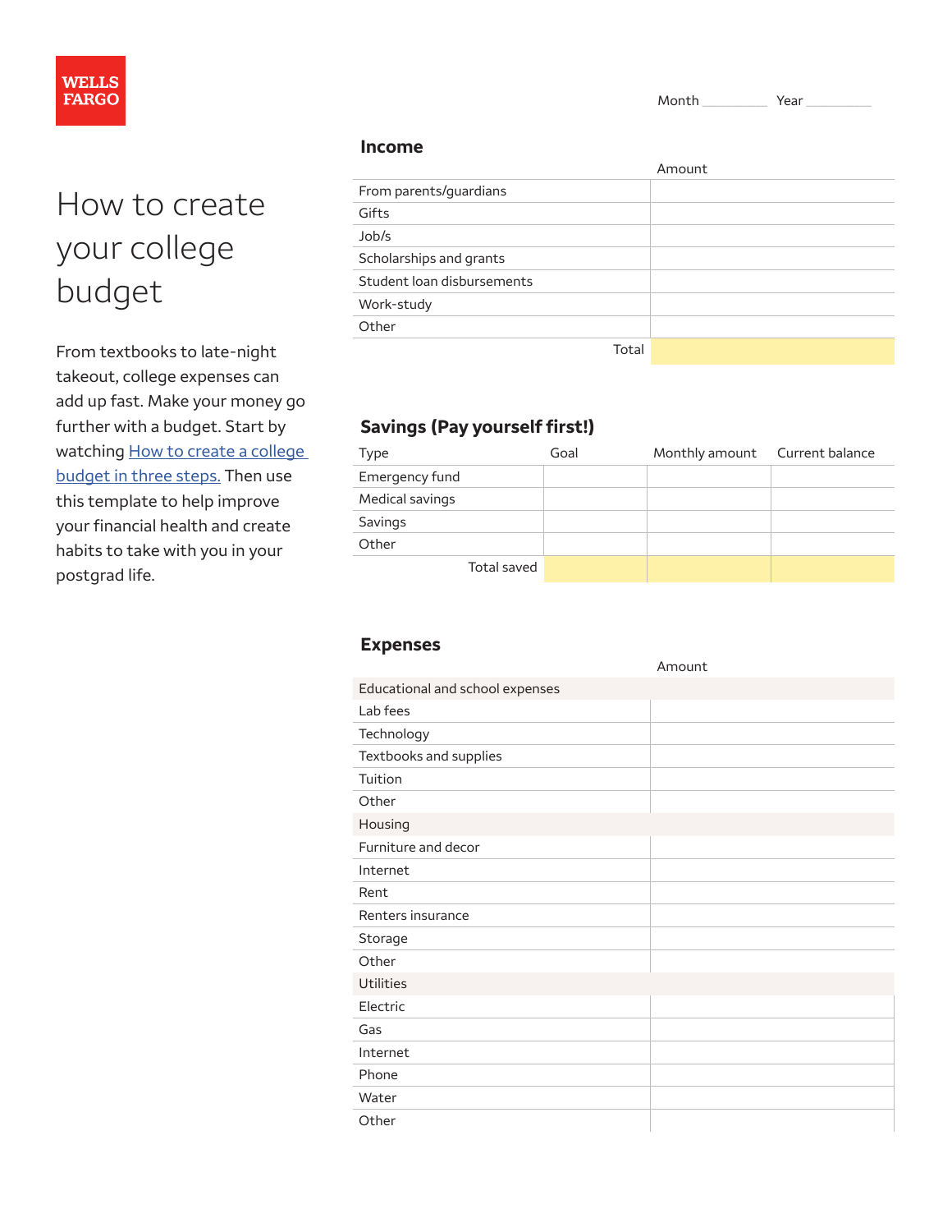WELLS FARGO

# How to create your college budget

From textbooks to late-night takeout, college expenses can add up fast. Make your money go further with a budget. Start by watching How to create a college budget in three steps. Then use this template to help improve your financial health and create habits to take with you in your postgrad life.

Month ________ Year ________

## Income

| | Amount |
|---|---|
| From parents/guardians | |
| Gifts | |
| Job/s | |
| Scholarships and grants | |
| Student loan disbursements | |
| Work-study | |
| Other | |
| Total | |

## Savings (Pay yourself first!)

| Type | Goal | Monthly amount | Current balance |
|---|---|---|---|
| Emergency fund | | | |
| Medical savings | | | |
| Savings | | | |
| Other | | | |
| Total saved | | | |

## Expenses

| | Amount |
|---|---|
| **Educational and school expenses** | |
| Lab fees | |
| Technology | |
| Textbooks and supplies | |
| Tuition | |
| Other | |
| **Housing** | |
| Furniture and decor | |
| Internet | |
| Rent | |
| Renters insurance | |
| Storage | |
| Other | |
| **Utilities** | |
| Electric | |
| Gas | |
| Internet | |
| Phone | |
| Water | |
| Other | |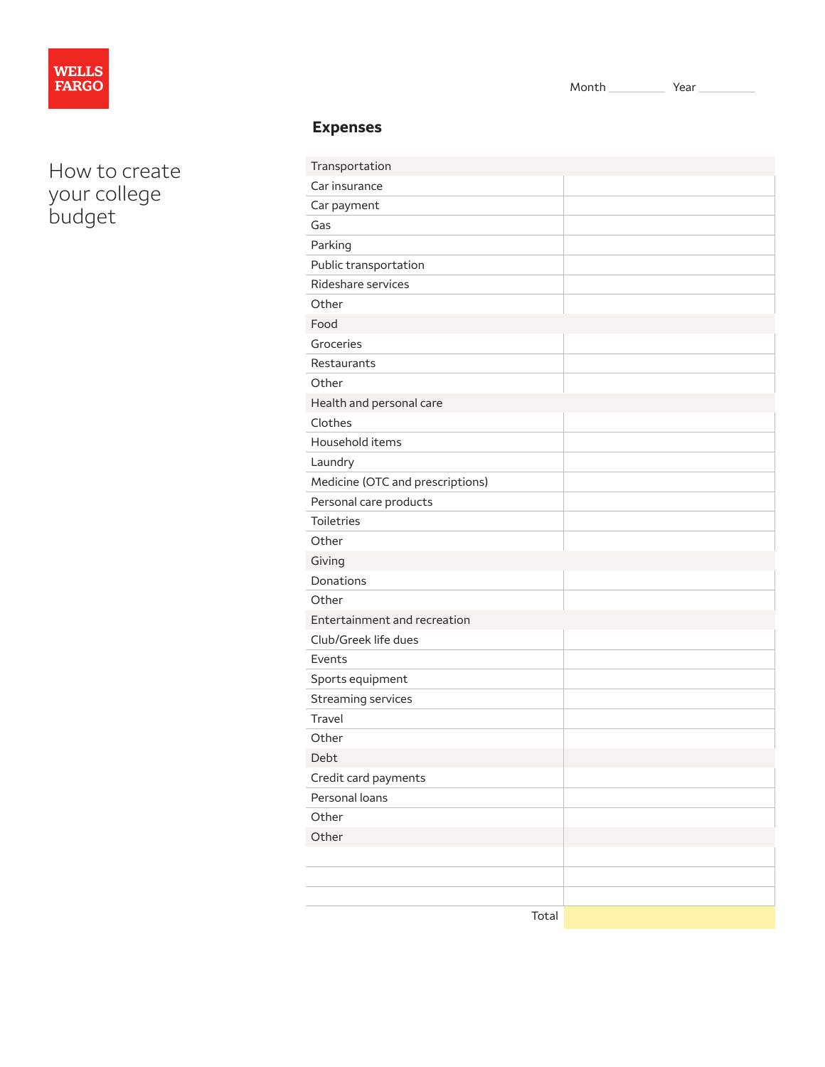WELLS FARGO

# How to create your college budget

Month ________ Year ________

## Expenses

| | |
|---|---|
| **Transportation** | |
| Car insurance | |
| Car payment | |
| Gas | |
| Parking | |
| Public transportation | |
| Rideshare services | |
| Other | |
| **Food** | |
| Groceries | |
| Restaurants | |
| Other | |
| **Health and personal care** | |
| Clothes | |
| Household items | |
| Laundry | |
| Medicine (OTC and prescriptions) | |
| Personal care products | |
| Toiletries | |
| Other | |
| **Giving** | |
| Donations | |
| Other | |
| **Entertainment and recreation** | |
| Club/Greek life dues | |
| Events | |
| Sports equipment | |
| Streaming services | |
| Travel | |
| Other | |
| **Debt** | |
| Credit card payments | |
| Personal loans | |
| Other | |
| **Other** | |
| | |
| | |
| | |
| Total | |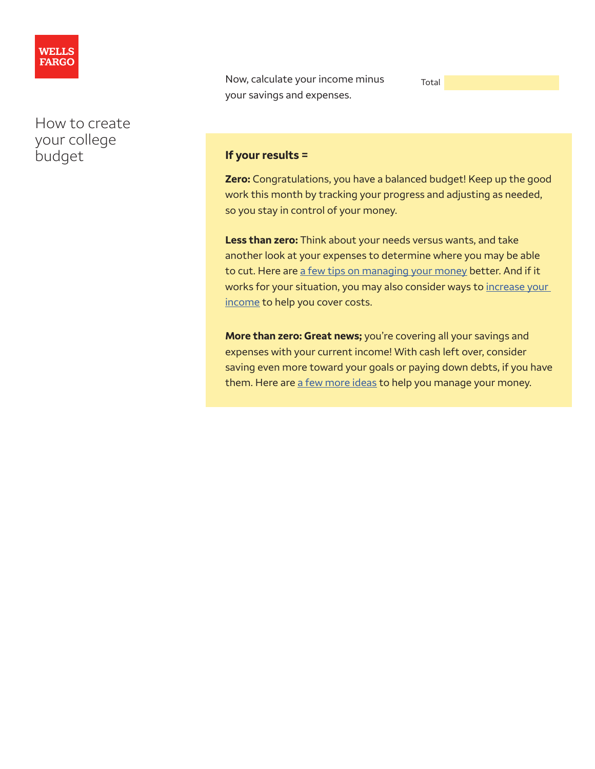# How to create your college budget

Now, calculate your income minus your savings and expenses.

Total

**If your results =**

**Zero:** Congratulations, you have a balanced budget! Keep up the good work this month by tracking your progress and adjusting as needed, so you stay in control of your money.

**Less than zero:** Think about your needs versus wants, and take another look at your expenses to determine where you may be able to cut. Here are a few tips on managing your money better. And if it works for your situation, you may also consider ways to increase your income to help you cover costs.

**More than zero: Great news;** you're covering all your savings and expenses with your current income! With cash left over, consider saving even more toward your goals or paying down debts, if you have them. Here are a few more ideas to help you manage your money.